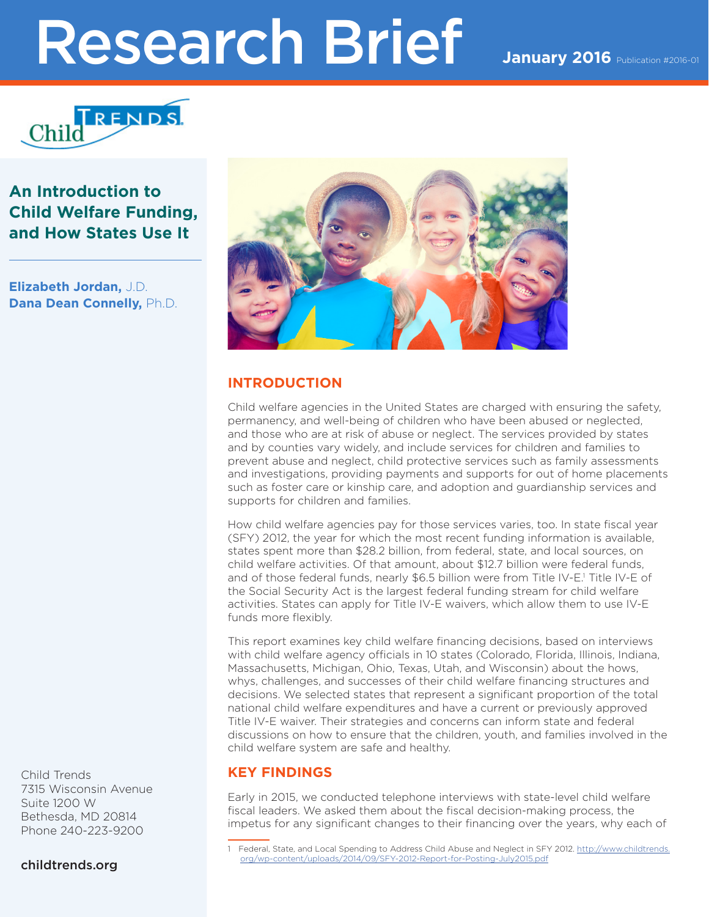# Research Brief

January 2016 Publication #2016-01

## An Introduction to Child Welfare Funding, and How States Use It

**Elizabeth Jordan,** J.D.
**Dana Dean Connelly,** Ph.D.

Child Trends
7315 Wisconsin Avenue
Suite 1200 W
Bethesda, MD 20814
Phone 240-223-9200

childtrends.org

## INTRODUCTION

Child welfare agencies in the United States are charged with ensuring the safety, permanency, and well-being of children who have been abused or neglected, and those who are at risk of abuse or neglect. The services provided by states and by counties vary widely, and include services for children and families to prevent abuse and neglect, child protective services such as family assessments and investigations, providing payments and supports for out of home placements such as foster care or kinship care, and adoption and guardianship services and supports for children and families.

How child welfare agencies pay for those services varies, too. In state fiscal year (SFY) 2012, the year for which the most recent funding information is available, states spent more than $28.2 billion, from federal, state, and local sources, on child welfare activities. Of that amount, about $12.7 billion were federal funds, and of those federal funds, nearly $6.5 billion were from Title IV-E.[1] Title IV-E of the Social Security Act is the largest federal funding stream for child welfare activities. States can apply for Title IV-E waivers, which allow them to use IV-E funds more flexibly.

This report examines key child welfare financing decisions, based on interviews with child welfare agency officials in 10 states (Colorado, Florida, Illinois, Indiana, Massachusetts, Michigan, Ohio, Texas, Utah, and Wisconsin) about the hows, whys, challenges, and successes of their child welfare financing structures and decisions. We selected states that represent a significant proportion of the total national child welfare expenditures and have a current or previously approved Title IV-E waiver. Their strategies and concerns can inform state and federal discussions on how to ensure that the children, youth, and families involved in the child welfare system are safe and healthy.

## KEY FINDINGS

Early in 2015, we conducted telephone interviews with state-level child welfare fiscal leaders. We asked them about the fiscal decision-making process, the impetus for any significant changes to their financing over the years, why each of

---

1 Federal, State, and Local Spending to Address Child Abuse and Neglect in SFY 2012. http://www.childtrends.org/wp-content/uploads/2014/09/SFY-2012-Report-for-Posting-July2015.pdf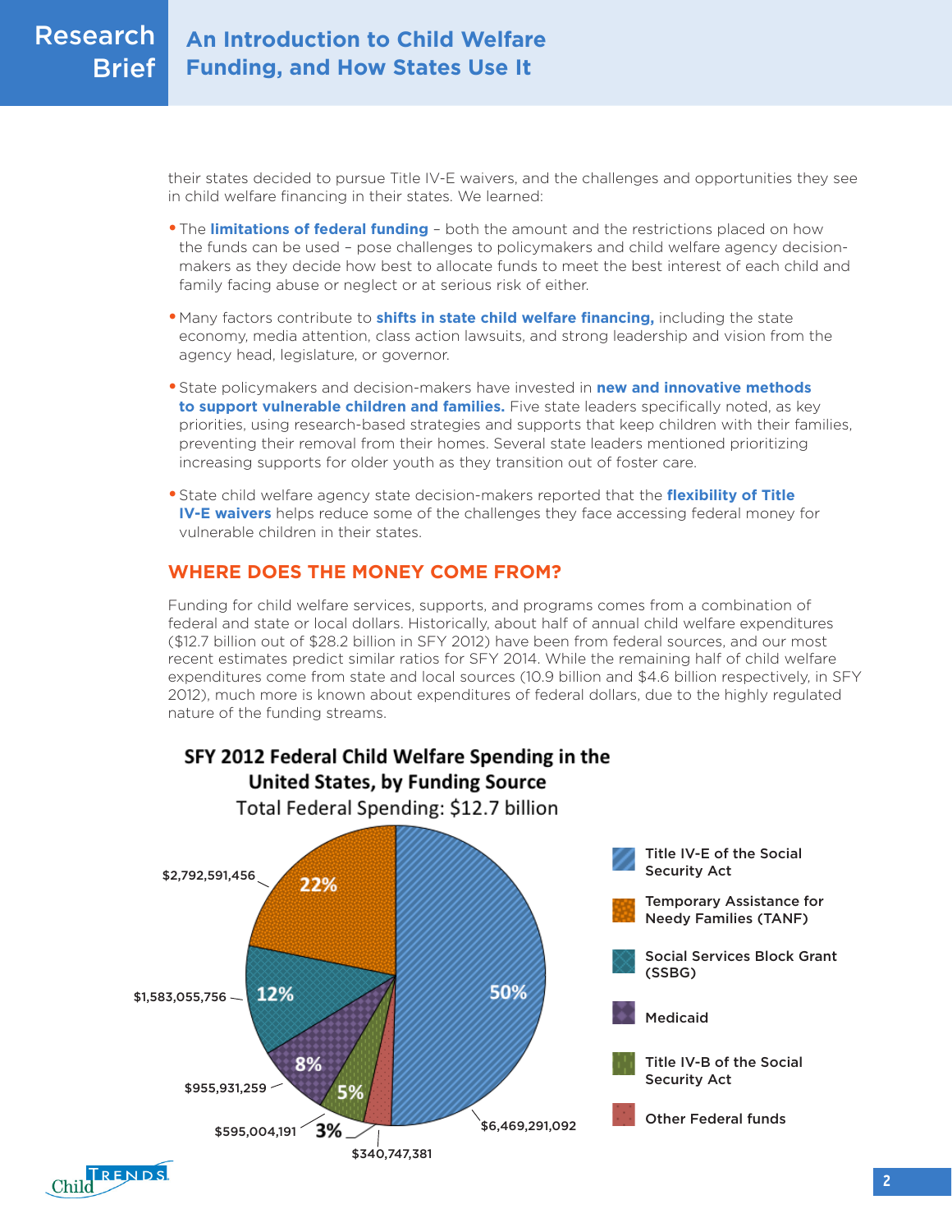their states decided to pursue Title IV-E waivers, and the challenges and opportunities they see in child welfare financing in their states. We learned:

- The **limitations of federal funding** – both the amount and the restrictions placed on how the funds can be used – pose challenges to policymakers and child welfare agency decision-makers as they decide how best to allocate funds to meet the best interest of each child and family facing abuse or neglect or at serious risk of either.
- Many factors contribute to **shifts in state child welfare financing,** including the state economy, media attention, class action lawsuits, and strong leadership and vision from the agency head, legislature, or governor.
- State policymakers and decision-makers have invested in **new and innovative methods to support vulnerable children and families.** Five state leaders specifically noted, as key priorities, using research-based strategies and supports that keep children with their families, preventing their removal from their homes. Several state leaders mentioned prioritizing increasing supports for older youth as they transition out of foster care.
- State child welfare agency state decision-makers reported that the **flexibility of Title IV-E waivers** helps reduce some of the challenges they face accessing federal money for vulnerable children in their states.

## WHERE DOES THE MONEY COME FROM?

Funding for child welfare services, supports, and programs comes from a combination of federal and state or local dollars. Historically, about half of annual child welfare expenditures ($12.7 billion out of $28.2 billion in SFY 2012) have been from federal sources, and our most recent estimates predict similar ratios for SFY 2014. While the remaining half of child welfare expenditures come from state and local sources (10.9 billion and $4.6 billion respectively, in SFY 2012), much more is known about expenditures of federal dollars, due to the highly regulated nature of the funding streams.

**SFY 2012 Federal Child Welfare Spending in the United States, by Funding Source**

Total Federal Spending: $12.7 billion

| Funding Source | Amount | Percent |
|---|---|---|
| Title IV-E of the Social Security Act | $6,469,291,092 | 50% |
| Temporary Assistance for Needy Families (TANF) | $2,792,591,456 | 22% |
| Social Services Block Grant (SSBG) | $1,583,055,756 | 12% |
| Medicaid | $955,931,259 | 8% |
| Title IV-B of the Social Security Act | $595,004,191 | 5% |
| Other Federal funds | $340,747,381 | 3% |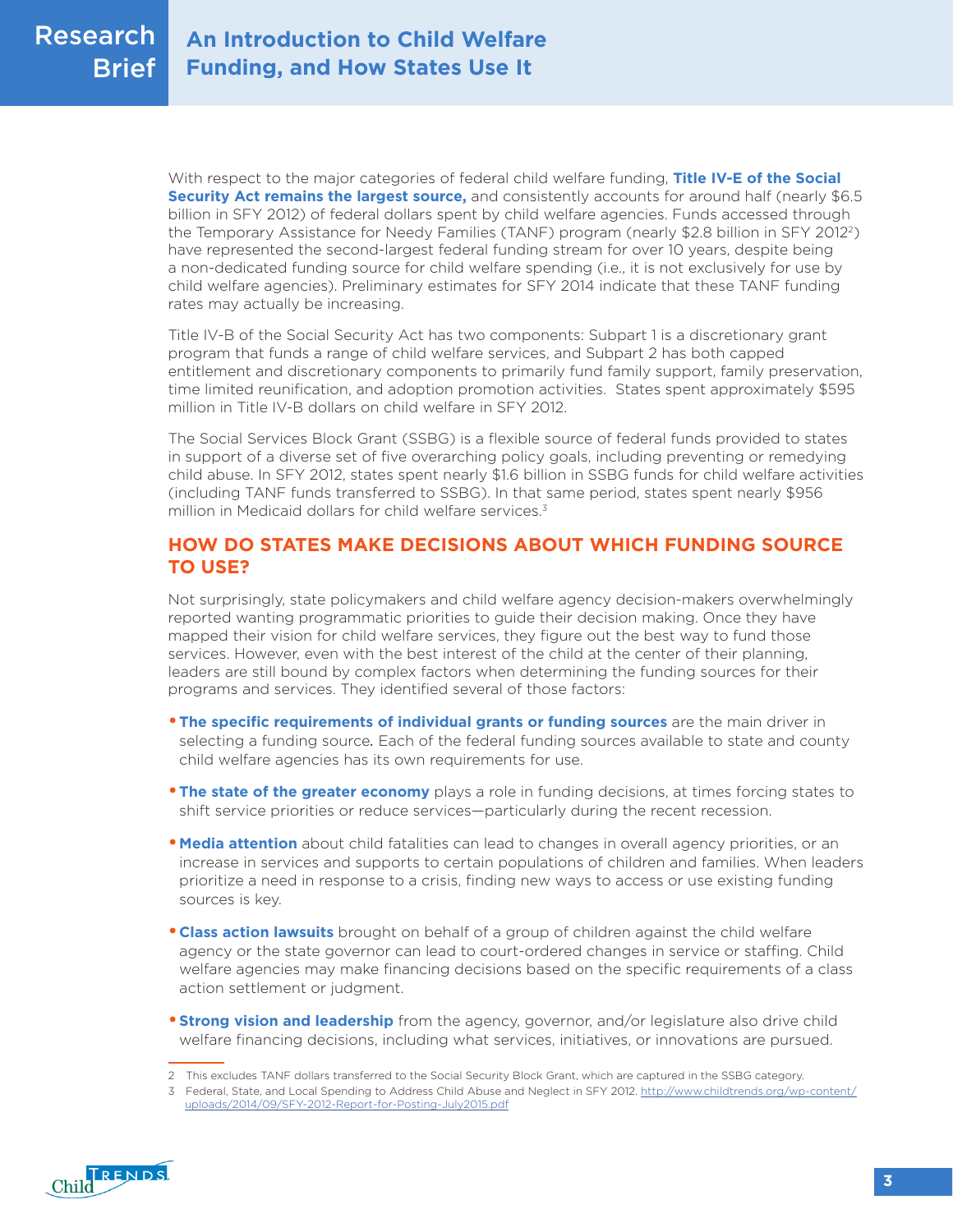With respect to the major categories of federal child welfare funding, **Title IV-E of the Social Security Act remains the largest source,** and consistently accounts for around half (nearly $6.5 billion in SFY 2012) of federal dollars spent by child welfare agencies. Funds accessed through the Temporary Assistance for Needy Families (TANF) program (nearly $2.8 billion in SFY 2012[2]) have represented the second-largest federal funding stream for over 10 years, despite being a non-dedicated funding source for child welfare spending (i.e., it is not exclusively for use by child welfare agencies). Preliminary estimates for SFY 2014 indicate that these TANF funding rates may actually be increasing.

Title IV-B of the Social Security Act has two components: Subpart 1 is a discretionary grant program that funds a range of child welfare services, and Subpart 2 has both capped entitlement and discretionary components to primarily fund family support, family preservation, time limited reunification, and adoption promotion activities. States spent approximately $595 million in Title IV-B dollars on child welfare in SFY 2012.

The Social Services Block Grant (SSBG) is a flexible source of federal funds provided to states in support of a diverse set of five overarching policy goals, including preventing or remedying child abuse. In SFY 2012, states spent nearly $1.6 billion in SSBG funds for child welfare activities (including TANF funds transferred to SSBG). In that same period, states spent nearly $956 million in Medicaid dollars for child welfare services.[3]

## HOW DO STATES MAKE DECISIONS ABOUT WHICH FUNDING SOURCE TO USE?

Not surprisingly, state policymakers and child welfare agency decision-makers overwhelmingly reported wanting programmatic priorities to guide their decision making. Once they have mapped their vision for child welfare services, they figure out the best way to fund those services. However, even with the best interest of the child at the center of their planning, leaders are still bound by complex factors when determining the funding sources for their programs and services. They identified several of those factors:

- **The specific requirements of individual grants or funding sources** are the main driver in selecting a funding source. Each of the federal funding sources available to state and county child welfare agencies has its own requirements for use.
- **The state of the greater economy** plays a role in funding decisions, at times forcing states to shift service priorities or reduce services—particularly during the recent recession.
- **Media attention** about child fatalities can lead to changes in overall agency priorities, or an increase in services and supports to certain populations of children and families. When leaders prioritize a need in response to a crisis, finding new ways to access or use existing funding sources is key.
- **Class action lawsuits** brought on behalf of a group of children against the child welfare agency or the state governor can lead to court-ordered changes in service or staffing. Child welfare agencies may make financing decisions based on the specific requirements of a class action settlement or judgment.
- **Strong vision and leadership** from the agency, governor, and/or legislature also drive child welfare financing decisions, including what services, initiatives, or innovations are pursued.

---

2 This excludes TANF dollars transferred to the Social Security Block Grant, which are captured in the SSBG category.

3 Federal, State, and Local Spending to Address Child Abuse and Neglect in SFY 2012. http://www.childtrends.org/wp-content/uploads/2014/09/SFY-2012-Report-for-Posting-July2015.pdf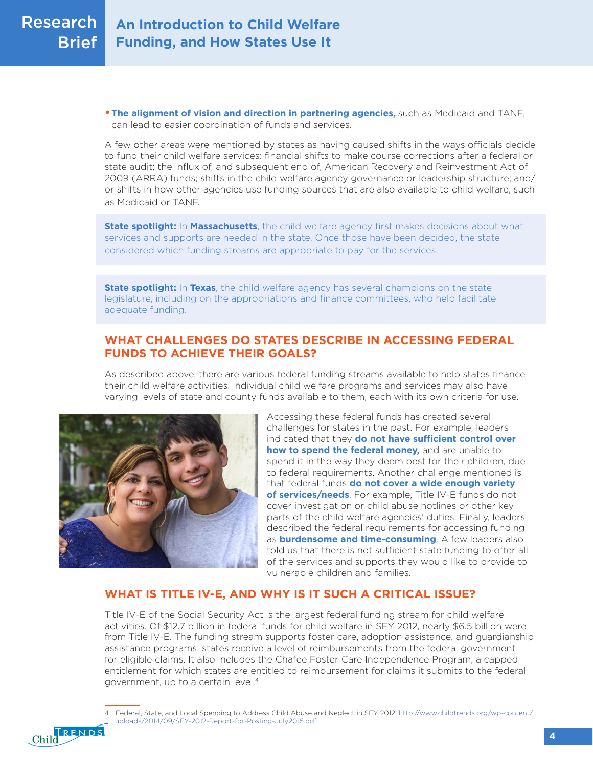- **The alignment of vision and direction in partnering agencies,** such as Medicaid and TANF, can lead to easier coordination of funds and services.

A few other areas were mentioned by states as having caused shifts in the ways officials decide to fund their child welfare services: financial shifts to make course corrections after a federal or state audit; the influx of, and subsequent end of, American Recovery and Reinvestment Act of 2009 (ARRA) funds; shifts in the child welfare agency governance or leadership structure; and/or shifts in how other agencies use funding sources that are also available to child welfare, such as Medicaid or TANF.

> **State spotlight:** In **Massachusetts**, the child welfare agency first makes decisions about what services and supports are needed in the state. Once those have been decided, the state considered which funding streams are appropriate to pay for the services.

> **State spotlight:** In **Texas**, the child welfare agency has several champions on the state legislature, including on the appropriations and finance committees, who help facilitate adequate funding.

## WHAT CHALLENGES DO STATES DESCRIBE IN ACCESSING FEDERAL FUNDS TO ACHIEVE THEIR GOALS?

As described above, there are various federal funding streams available to help states finance their child welfare activities. Individual child welfare programs and services may also have varying levels of state and county funds available to them, each with its own criteria for use.

Accessing these federal funds has created several challenges for states in the past. For example, leaders indicated that they **do not have sufficient control over how to spend the federal money,** and are unable to spend it in the way they deem best for their children, due to federal requirements. Another challenge mentioned is that federal funds **do not cover a wide enough variety of services/needs**. For example, Title IV-E funds do not cover investigation or child abuse hotlines or other key parts of the child welfare agencies' duties. Finally, leaders described the federal requirements for accessing funding as **burdensome and time-consuming**. A few leaders also told us that there is not sufficient state funding to offer all of the services and supports they would like to provide to vulnerable children and families.

## WHAT IS TITLE IV-E, AND WHY IS IT SUCH A CRITICAL ISSUE?

Title IV-E of the Social Security Act is the largest federal funding stream for child welfare activities. Of $12.7 billion in federal funds for child welfare in SFY 2012, nearly $6.5 billion were from Title IV-E. The funding stream supports foster care, adoption assistance, and guardianship assistance programs; states receive a level of reimbursements from the federal government for eligible claims. It also includes the Chafee Foster Care Independence Program, a capped entitlement for which states are entitled to reimbursement for claims it submits to the federal government, up to a certain level.[4]

---

4 Federal, State, and Local Spending to Address Child Abuse and Neglect in SFY 2012. http://www.childtrends.org/wp-content/uploads/2014/09/SFY-2012-Report-for-Posting-July2015.pdf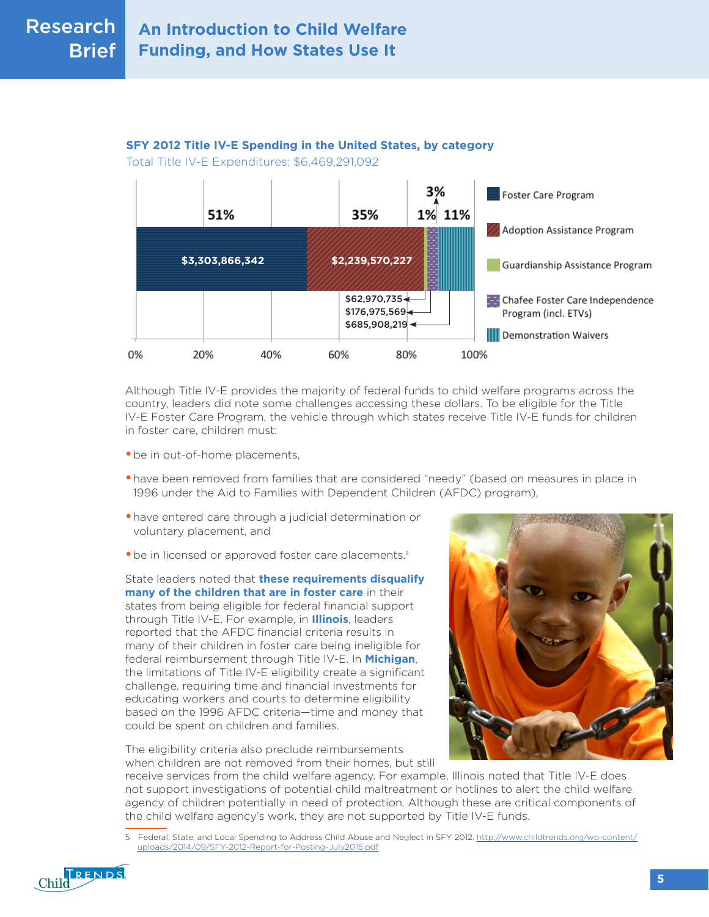**SFY 2012 Title IV-E Spending in the United States, by category**

Total Title IV-E Expenditures: $6,469,291,092

| Category | Amount | Percent |
| --- | --- | --- |
| Foster Care Program | $3,303,866,342 | 51% |
| Adoption Assistance Program | $2,239,570,227 | 35% |
| Guardianship Assistance Program | $62,970,735 | 1% |
| Chafee Foster Care Independence Program (incl. ETVs) | $176,975,569 | 3% |
| Demonstration Waivers | $685,908,219 | 11% |

Although Title IV-E provides the majority of federal funds to child welfare programs across the country, leaders did note some challenges accessing these dollars. To be eligible for the Title IV-E Foster Care Program, the vehicle through which states receive Title IV-E funds for children in foster care, children must:

- be in out-of-home placements,
- have been removed from families that are considered "needy" (based on measures in place in 1996 under the Aid to Families with Dependent Children (AFDC) program),
- have entered care through a judicial determination or voluntary placement, and
- be in licensed or approved foster care placements.[5]

State leaders noted that **these requirements disqualify many of the children that are in foster care** in their states from being eligible for federal financial support through Title IV-E. For example, in **Illinois**, leaders reported that the AFDC financial criteria results in many of their children in foster care being ineligible for federal reimbursement through Title IV-E. In **Michigan**, the limitations of Title IV-E eligibility create a significant challenge, requiring time and financial investments for educating workers and courts to determine eligibility based on the 1996 AFDC criteria—time and money that could be spent on children and families.

The eligibility criteria also preclude reimbursements when children are not removed from their homes, but still receive services from the child welfare agency. For example, Illinois noted that Title IV-E does not support investigations of potential child maltreatment or hotlines to alert the child welfare agency of children potentially in need of protection. Although these are critical components of the child welfare agency's work, they are not supported by Title IV-E funds.

---

5 Federal, State, and Local Spending to Address Child Abuse and Neglect in SFY 2012. http://www.childtrends.org/wp-content/uploads/2014/09/SFY-2012-Report-for-Posting-July2015.pdf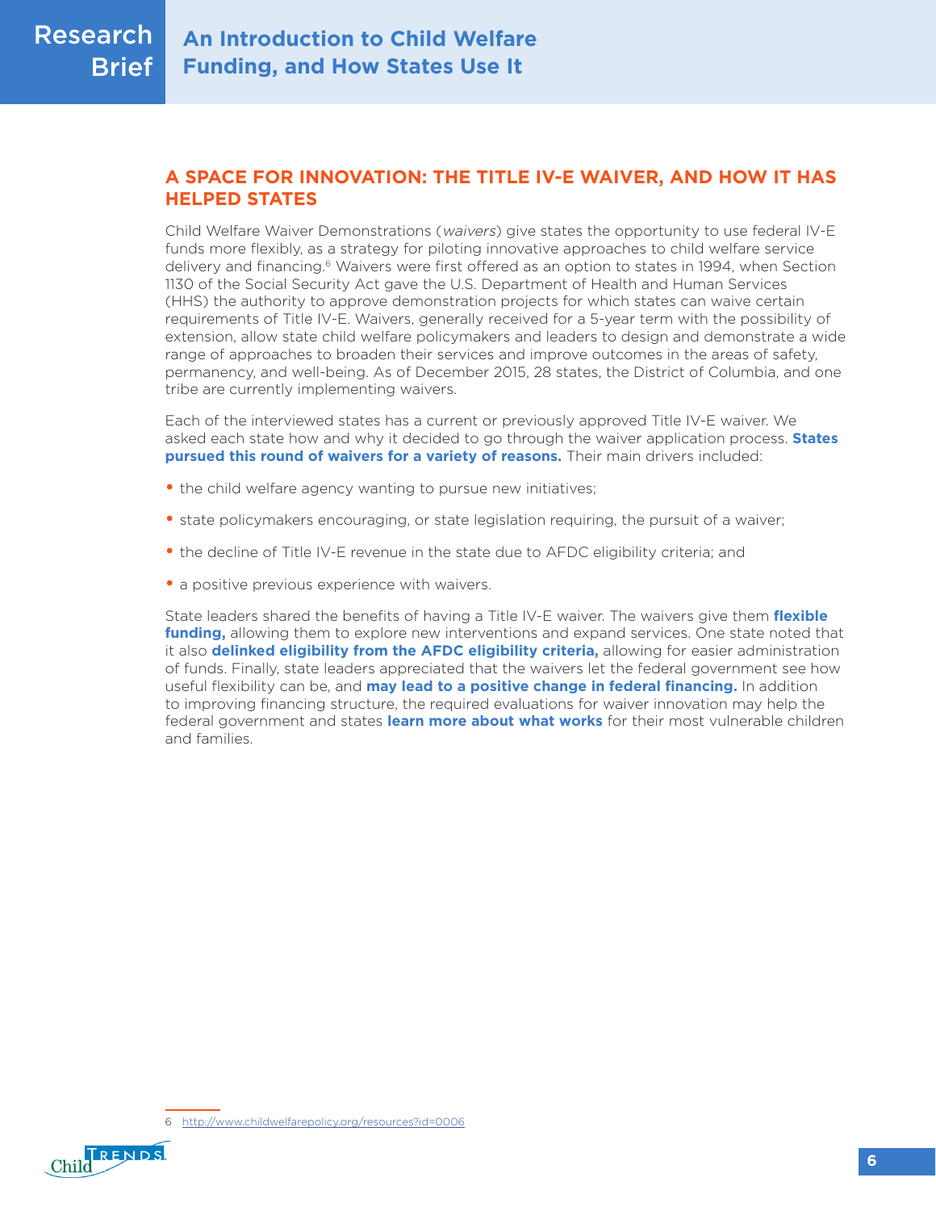## A SPACE FOR INNOVATION: THE TITLE IV-E WAIVER, AND HOW IT HAS HELPED STATES

Child Welfare Waiver Demonstrations (*waivers*) give states the opportunity to use federal IV-E funds more flexibly, as a strategy for piloting innovative approaches to child welfare service delivery and financing.[6] Waivers were first offered as an option to states in 1994, when Section 1130 of the Social Security Act gave the U.S. Department of Health and Human Services (HHS) the authority to approve demonstration projects for which states can waive certain requirements of Title IV-E. Waivers, generally received for a 5-year term with the possibility of extension, allow state child welfare policymakers and leaders to design and demonstrate a wide range of approaches to broaden their services and improve outcomes in the areas of safety, permanency, and well-being. As of December 2015, 28 states, the District of Columbia, and one tribe are currently implementing waivers.

Each of the interviewed states has a current or previously approved Title IV-E waiver. We asked each state how and why it decided to go through the waiver application process. **States pursued this round of waivers for a variety of reasons.** Their main drivers included:

- the child welfare agency wanting to pursue new initiatives;
- state policymakers encouraging, or state legislation requiring, the pursuit of a waiver;
- the decline of Title IV-E revenue in the state due to AFDC eligibility criteria; and
- a positive previous experience with waivers.

State leaders shared the benefits of having a Title IV-E waiver. The waivers give them **flexible funding,** allowing them to explore new interventions and expand services. One state noted that it also **delinked eligibility from the AFDC eligibility criteria,** allowing for easier administration of funds. Finally, state leaders appreciated that the waivers let the federal government see how useful flexibility can be, and **may lead to a positive change in federal financing.** In addition to improving financing structure, the required evaluations for waiver innovation may help the federal government and states **learn more about what works** for their most vulnerable children and families.

6 http://www.childwelfarepolicy.org/resources?id=0006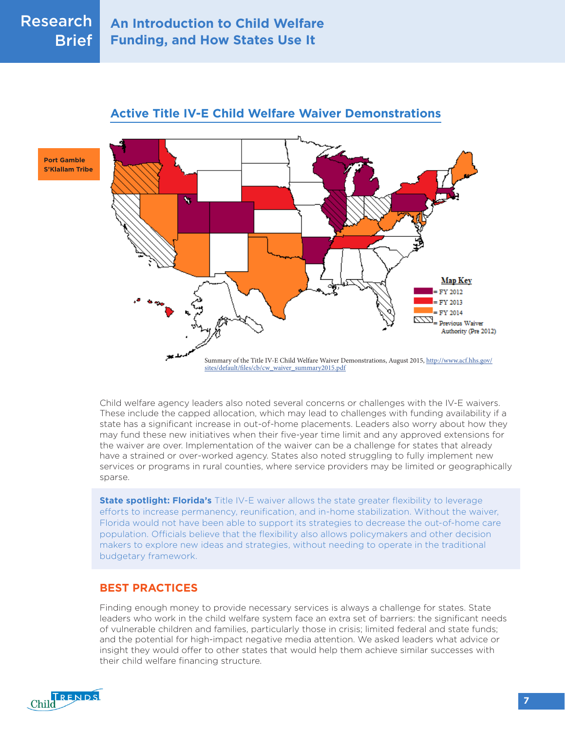## Active Title IV-E Child Welfare Waiver Demonstrations

Port Gamble S'Klallam Tribe

Map Key
= FY 2012
= FY 2013
= FY 2014
= Previous Waiver Authority (Pre 2012)

Summary of the Title IV-E Child Welfare Waiver Demonstrations, August 2015, http://www.acf.hhs.gov/sites/default/files/cb/cw_waiver_summary2015.pdf

Child welfare agency leaders also noted several concerns or challenges with the IV-E waivers. These include the capped allocation, which may lead to challenges with funding availability if a state has a significant increase in out-of-home placements. Leaders also worry about how they may fund these new initiatives when their five-year time limit and any approved extensions for the waiver are over. Implementation of the waiver can be a challenge for states that already have a strained or over-worked agency. States also noted struggling to fully implement new services or programs in rural counties, where service providers may be limited or geographically sparse.

**State spotlight: Florida's** Title IV-E waiver allows the state greater flexibility to leverage efforts to increase permanency, reunification, and in-home stabilization. Without the waiver, Florida would not have been able to support its strategies to decrease the out-of-home care population. Officials believe that the flexibility also allows policymakers and other decision makers to explore new ideas and strategies, without needing to operate in the traditional budgetary framework.

## BEST PRACTICES

Finding enough money to provide necessary services is always a challenge for states. State leaders who work in the child welfare system face an extra set of barriers: the significant needs of vulnerable children and families, particularly those in crisis; limited federal and state funds; and the potential for high-impact negative media attention. We asked leaders what advice or insight they would offer to other states that would help them achieve similar successes with their child welfare financing structure.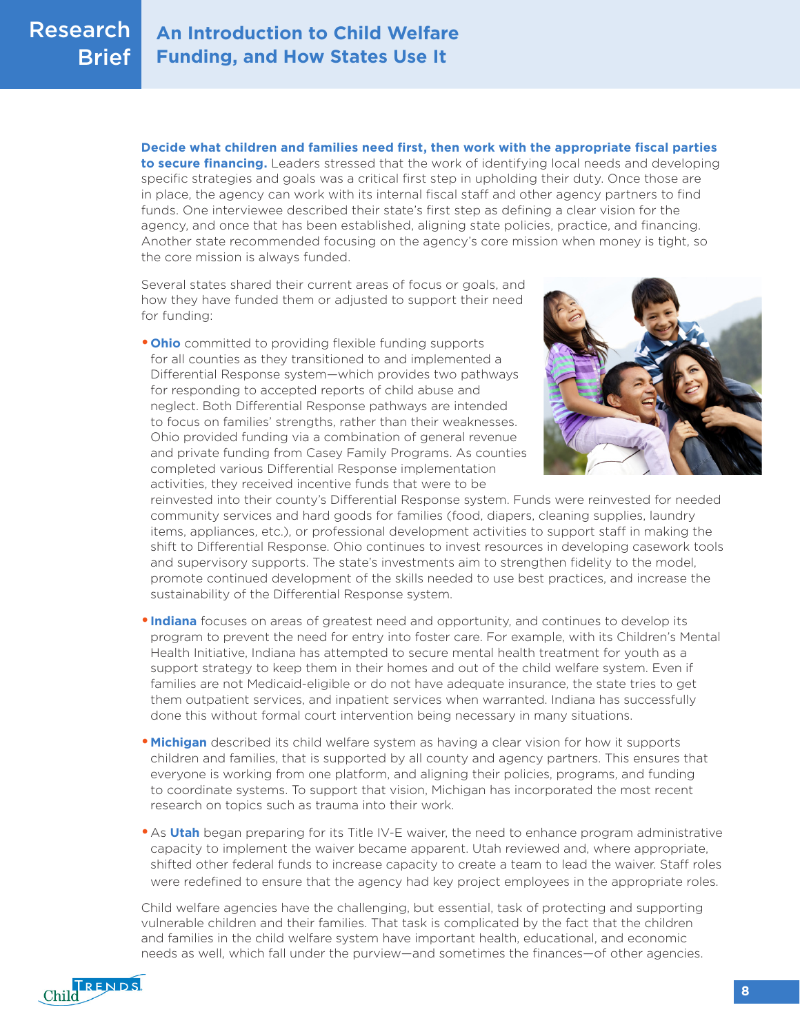**Decide what children and families need first, then work with the appropriate fiscal parties to secure financing.** Leaders stressed that the work of identifying local needs and developing specific strategies and goals was a critical first step in upholding their duty. Once those are in place, the agency can work with its internal fiscal staff and other agency partners to find funds. One interviewee described their state's first step as defining a clear vision for the agency, and once that has been established, aligning state policies, practice, and financing. Another state recommended focusing on the agency's core mission when money is tight, so the core mission is always funded.

Several states shared their current areas of focus or goals, and how they have funded them or adjusted to support their need for funding:

- **Ohio** committed to providing flexible funding supports for all counties as they transitioned to and implemented a Differential Response system—which provides two pathways for responding to accepted reports of child abuse and neglect. Both Differential Response pathways are intended to focus on families' strengths, rather than their weaknesses. Ohio provided funding via a combination of general revenue and private funding from Casey Family Programs. As counties completed various Differential Response implementation activities, they received incentive funds that were to be reinvested into their county's Differential Response system. Funds were reinvested for needed community services and hard goods for families (food, diapers, cleaning supplies, laundry items, appliances, etc.), or professional development activities to support staff in making the shift to Differential Response. Ohio continues to invest resources in developing casework tools and supervisory supports. The state's investments aim to strengthen fidelity to the model, promote continued development of the skills needed to use best practices, and increase the sustainability of the Differential Response system.
- **Indiana** focuses on areas of greatest need and opportunity, and continues to develop its program to prevent the need for entry into foster care. For example, with its Children's Mental Health Initiative, Indiana has attempted to secure mental health treatment for youth as a support strategy to keep them in their homes and out of the child welfare system. Even if families are not Medicaid-eligible or do not have adequate insurance, the state tries to get them outpatient services, and inpatient services when warranted. Indiana has successfully done this without formal court intervention being necessary in many situations.
- **Michigan** described its child welfare system as having a clear vision for how it supports children and families, that is supported by all county and agency partners. This ensures that everyone is working from one platform, and aligning their policies, programs, and funding to coordinate systems. To support that vision, Michigan has incorporated the most recent research on topics such as trauma into their work.
- As **Utah** began preparing for its Title IV-E waiver, the need to enhance program administrative capacity to implement the waiver became apparent. Utah reviewed and, where appropriate, shifted other federal funds to increase capacity to create a team to lead the waiver. Staff roles were redefined to ensure that the agency had key project employees in the appropriate roles.

Child welfare agencies have the challenging, but essential, task of protecting and supporting vulnerable children and their families. That task is complicated by the fact that the children and families in the child welfare system have important health, educational, and economic needs as well, which fall under the purview—and sometimes the finances—of other agencies.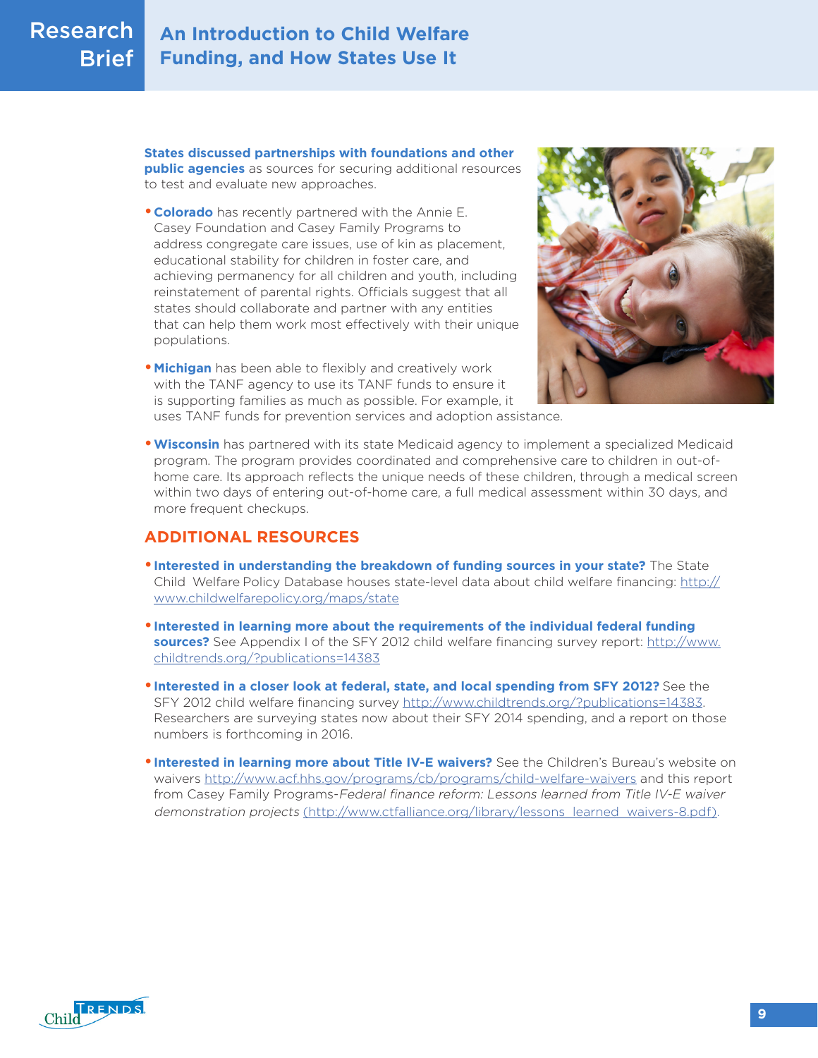**States discussed partnerships with foundations and other public agencies** as sources for securing additional resources to test and evaluate new approaches.

- **Colorado** has recently partnered with the Annie E. Casey Foundation and Casey Family Programs to address congregate care issues, use of kin as placement, educational stability for children in foster care, and achieving permanency for all children and youth, including reinstatement of parental rights. Officials suggest that all states should collaborate and partner with any entities that can help them work most effectively with their unique populations.
- **Michigan** has been able to flexibly and creatively work with the TANF agency to use its TANF funds to ensure it is supporting families as much as possible. For example, it uses TANF funds for prevention services and adoption assistance.
- **Wisconsin** has partnered with its state Medicaid agency to implement a specialized Medicaid program. The program provides coordinated and comprehensive care to children in out-of-home care. Its approach reflects the unique needs of these children, through a medical screen within two days of entering out-of-home care, a full medical assessment within 30 days, and more frequent checkups.

## ADDITIONAL RESOURCES

- **Interested in understanding the breakdown of funding sources in your state?** The State Child Welfare Policy Database houses state-level data about child welfare financing: http://www.childwelfarepolicy.org/maps/state
- **Interested in learning more about the requirements of the individual federal funding sources?** See Appendix I of the SFY 2012 child welfare financing survey report: http://www.childtrends.org/?publications=14383
- **Interested in a closer look at federal, state, and local spending from SFY 2012?** See the SFY 2012 child welfare financing survey http://www.childtrends.org/?publications=14383. Researchers are surveying states now about their SFY 2014 spending, and a report on those numbers is forthcoming in 2016.
- **Interested in learning more about Title IV-E waivers?** See the Children's Bureau's website on waivers http://www.acf.hhs.gov/programs/cb/programs/child-welfare-waivers and this report from Casey Family Programs-*Federal finance reform: Lessons learned from Title IV-E waiver demonstration projects* (http://www.ctfalliance.org/library/lessons_learned_waivers-8.pdf).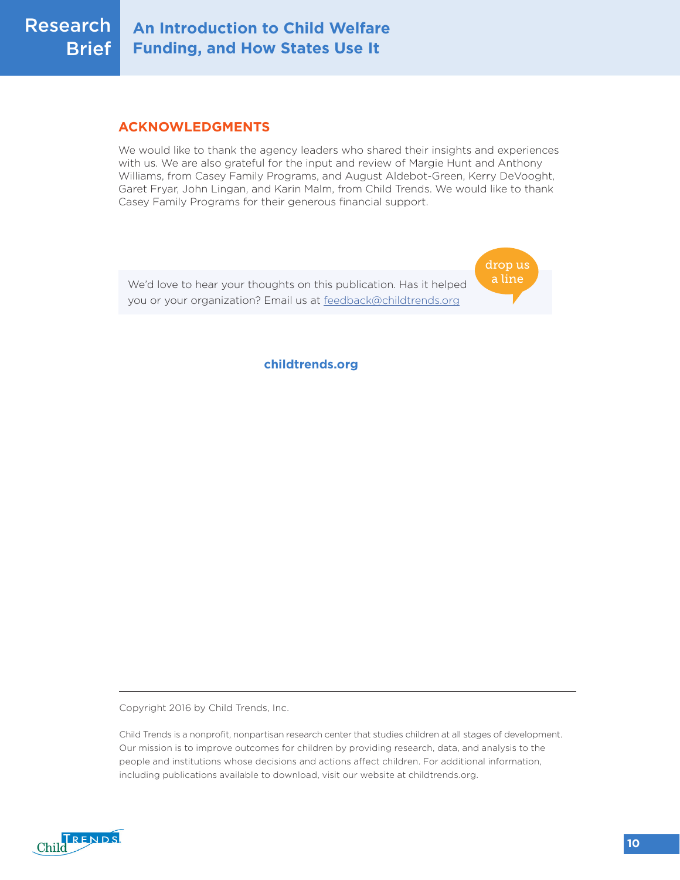## ACKNOWLEDGMENTS

We would like to thank the agency leaders who shared their insights and experiences with us. We are also grateful for the input and review of Margie Hunt and Anthony Williams, from Casey Family Programs, and August Aldebot-Green, Kerry DeVooght, Garet Fryar, John Lingan, and Karin Malm, from Child Trends. We would like to thank Casey Family Programs for their generous financial support.

drop us a line

We'd love to hear your thoughts on this publication. Has it helped you or your organization? Email us at feedback@childtrends.org

**childtrends.org**

---

Copyright 2016 by Child Trends, Inc.

Child Trends is a nonprofit, nonpartisan research center that studies children at all stages of development. Our mission is to improve outcomes for children by providing research, data, and analysis to the people and institutions whose decisions and actions affect children. For additional information, including publications available to download, visit our website at childtrends.org.